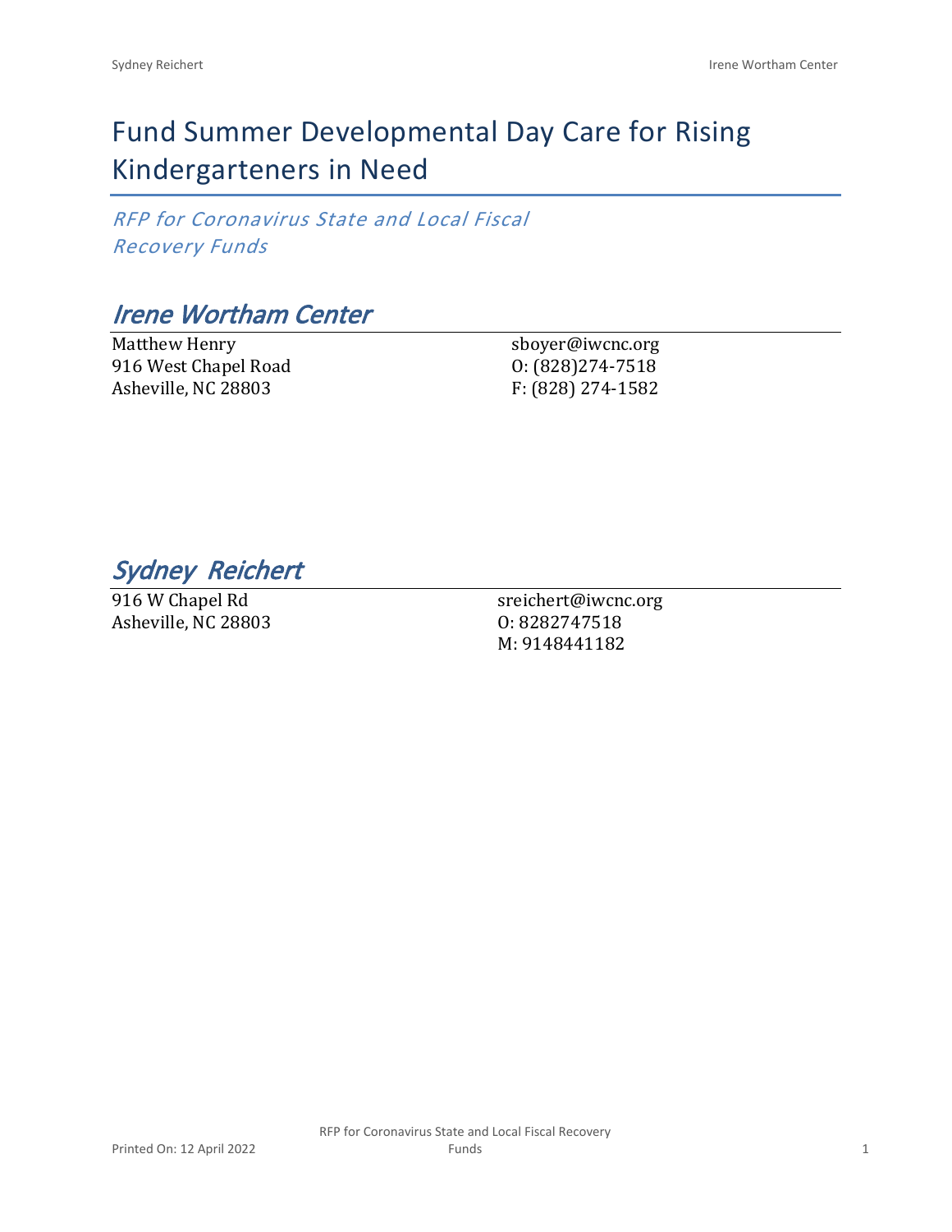# Fund Summer Developmental Day Care for Rising Kindergarteners in Need

*RFP for Coronavirus State and Local Fiscal Recovery Funds*

## *Irene Wortham Center*

Matthew Henry
916 West Chapel Road
Asheville, NC 28803

sboyer@iwcnc.org
O: (828)274-7518
F: (828) 274-1582

## *Sydney Reichert*

916 W Chapel Rd
Asheville, NC 28803

sreichert@iwcnc.org
O: 8282747518
M: 9148441182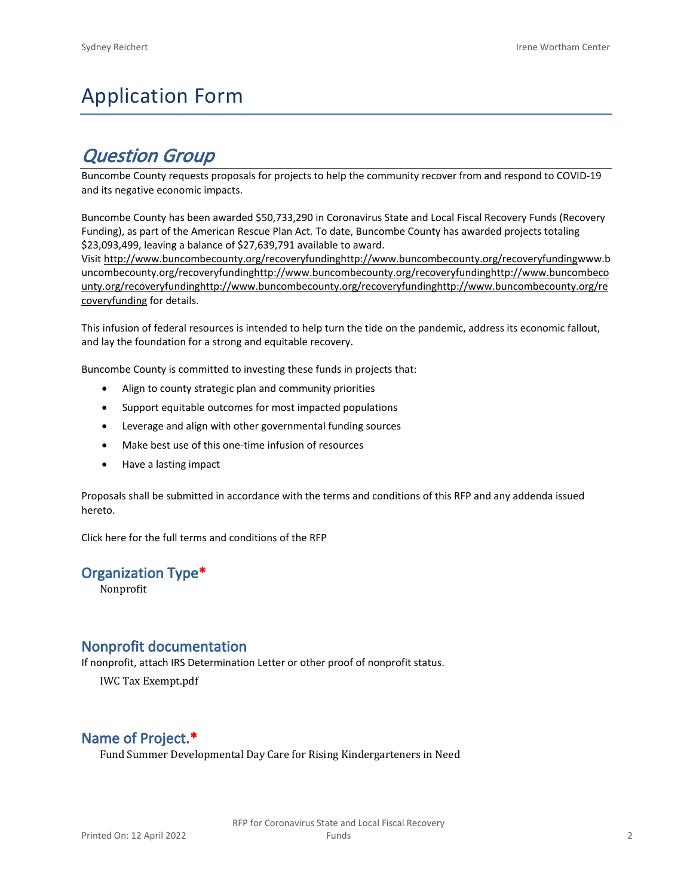# Application Form

## *Question Group*

Buncombe County requests proposals for projects to help the community recover from and respond to COVID-19 and its negative economic impacts.

Buncombe County has been awarded $50,733,290 in Coronavirus State and Local Fiscal Recovery Funds (Recovery Funding), as part of the American Rescue Plan Act. To date, Buncombe County has awarded projects totaling $23,093,499, leaving a balance of $27,639,791 available to award.
Visit http://www.buncombecounty.org/recoveryfundinghttp://www.buncombecounty.org/recoveryfundingwww.buncombecounty.org/recoveryfundinghttp://www.buncombecounty.org/recoveryfundinghttp://www.buncombecounty.org/recoveryfundinghttp://www.buncombecounty.org/recoveryfundinghttp://www.buncombecounty.org/recoveryfunding for details.

This infusion of federal resources is intended to help turn the tide on the pandemic, address its economic fallout, and lay the foundation for a strong and equitable recovery.

Buncombe County is committed to investing these funds in projects that:

- Align to county strategic plan and community priorities
- Support equitable outcomes for most impacted populations
- Leverage and align with other governmental funding sources
- Make best use of this one-time infusion of resources
- Have a lasting impact

Proposals shall be submitted in accordance with the terms and conditions of this RFP and any addenda issued hereto.

Click here for the full terms and conditions of the RFP

### Organization Type*

Nonprofit

### Nonprofit documentation

If nonprofit, attach IRS Determination Letter or other proof of nonprofit status.

IWC Tax Exempt.pdf

### Name of Project.*

Fund Summer Developmental Day Care for Rising Kindergarteners in Need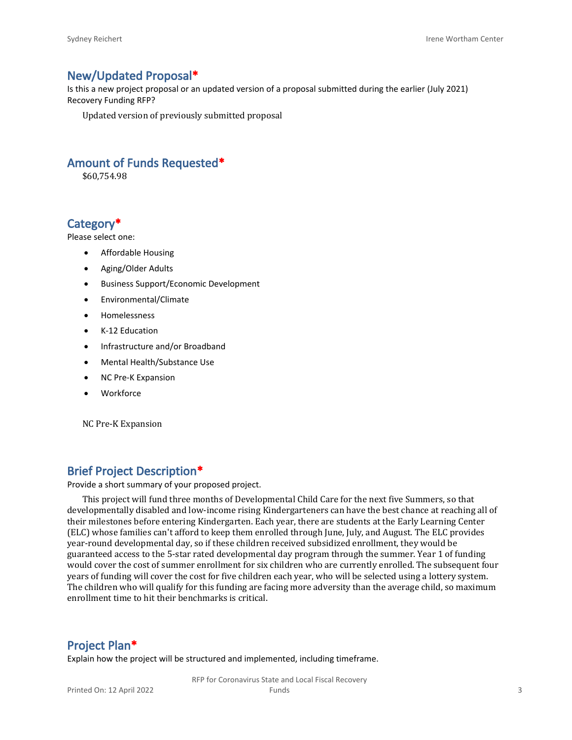## New/Updated Proposal*

Is this a new project proposal or an updated version of a proposal submitted during the earlier (July 2021) Recovery Funding RFP?

Updated version of previously submitted proposal

## Amount of Funds Requested*

$60,754.98

## Category*

Please select one:

- Affordable Housing
- Aging/Older Adults
- Business Support/Economic Development
- Environmental/Climate
- Homelessness
- K-12 Education
- Infrastructure and/or Broadband
- Mental Health/Substance Use
- NC Pre-K Expansion
- Workforce

NC Pre-K Expansion

## Brief Project Description*

Provide a short summary of your proposed project.

This project will fund three months of Developmental Child Care for the next five Summers, so that developmentally disabled and low-income rising Kindergarteners can have the best chance at reaching all of their milestones before entering Kindergarten. Each year, there are students at the Early Learning Center (ELC) whose families can't afford to keep them enrolled through June, July, and August. The ELC provides year-round developmental day, so if these children received subsidized enrollment, they would be guaranteed access to the 5-star rated developmental day program through the summer. Year 1 of funding would cover the cost of summer enrollment for six children who are currently enrolled. The subsequent four years of funding will cover the cost for five children each year, who will be selected using a lottery system. The children who will qualify for this funding are facing more adversity than the average child, so maximum enrollment time to hit their benchmarks is critical.

## Project Plan*

Explain how the project will be structured and implemented, including timeframe.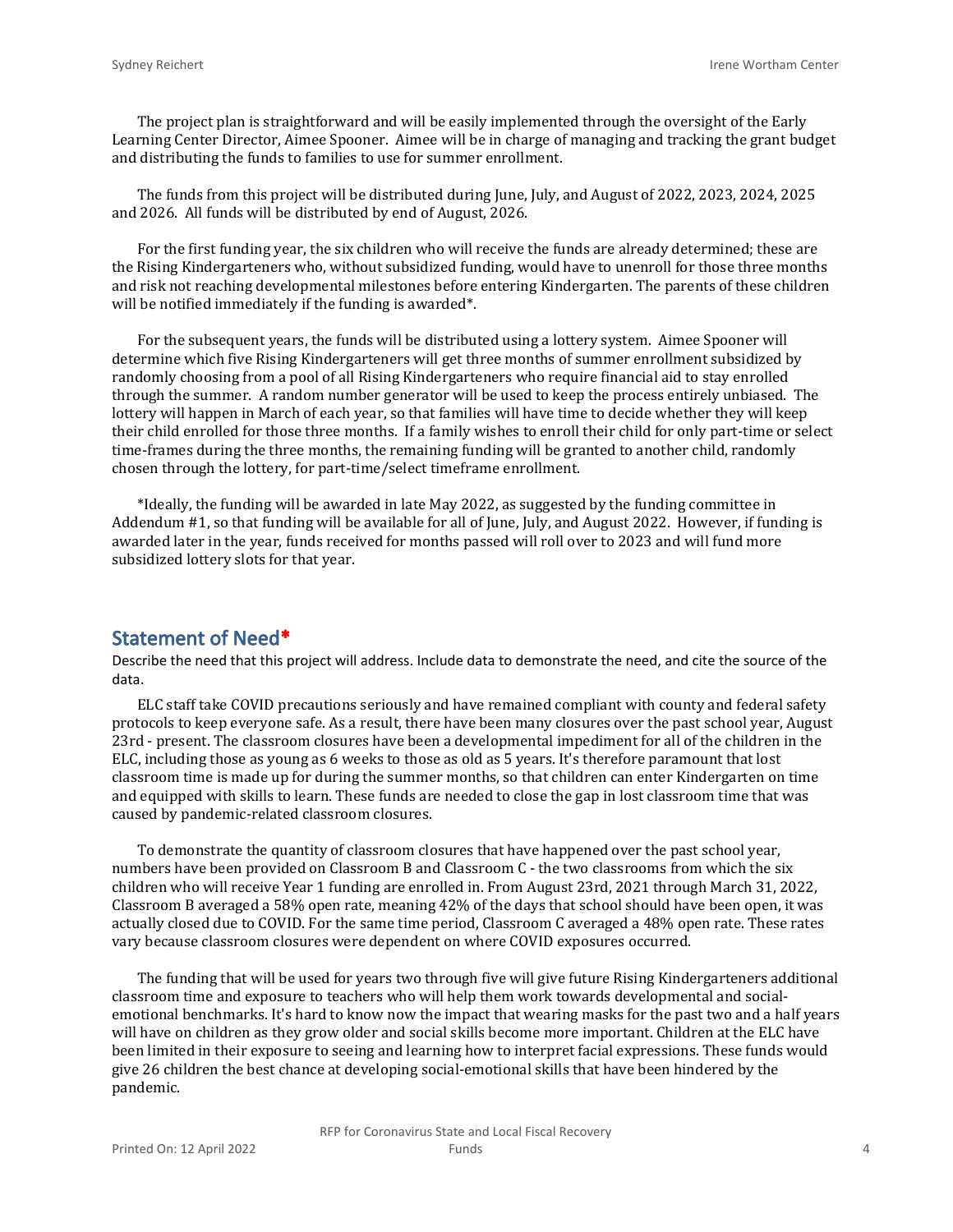The project plan is straightforward and will be easily implemented through the oversight of the Early Learning Center Director, Aimee Spooner. Aimee will be in charge of managing and tracking the grant budget and distributing the funds to families to use for summer enrollment.

The funds from this project will be distributed during June, July, and August of 2022, 2023, 2024, 2025 and 2026. All funds will be distributed by end of August, 2026.

For the first funding year, the six children who will receive the funds are already determined; these are the Rising Kindergarteners who, without subsidized funding, would have to unenroll for those three months and risk not reaching developmental milestones before entering Kindergarten. The parents of these children will be notified immediately if the funding is awarded*.

For the subsequent years, the funds will be distributed using a lottery system. Aimee Spooner will determine which five Rising Kindergarteners will get three months of summer enrollment subsidized by randomly choosing from a pool of all Rising Kindergarteners who require financial aid to stay enrolled through the summer. A random number generator will be used to keep the process entirely unbiased. The lottery will happen in March of each year, so that families will have time to decide whether they will keep their child enrolled for those three months. If a family wishes to enroll their child for only part-time or select time-frames during the three months, the remaining funding will be granted to another child, randomly chosen through the lottery, for part-time/select timeframe enrollment.

*Ideally, the funding will be awarded in late May 2022, as suggested by the funding committee in Addendum #1, so that funding will be available for all of June, July, and August 2022. However, if funding is awarded later in the year, funds received for months passed will roll over to 2023 and will fund more subsidized lottery slots for that year.

## Statement of Need*

Describe the need that this project will address. Include data to demonstrate the need, and cite the source of the data.

ELC staff take COVID precautions seriously and have remained compliant with county and federal safety protocols to keep everyone safe. As a result, there have been many closures over the past school year, August 23rd - present. The classroom closures have been a developmental impediment for all of the children in the ELC, including those as young as 6 weeks to those as old as 5 years. It's therefore paramount that lost classroom time is made up for during the summer months, so that children can enter Kindergarten on time and equipped with skills to learn. These funds are needed to close the gap in lost classroom time that was caused by pandemic-related classroom closures.

To demonstrate the quantity of classroom closures that have happened over the past school year, numbers have been provided on Classroom B and Classroom C - the two classrooms from which the six children who will receive Year 1 funding are enrolled in. From August 23rd, 2021 through March 31, 2022, Classroom B averaged a 58% open rate, meaning 42% of the days that school should have been open, it was actually closed due to COVID. For the same time period, Classroom C averaged a 48% open rate. These rates vary because classroom closures were dependent on where COVID exposures occurred.

The funding that will be used for years two through five will give future Rising Kindergarteners additional classroom time and exposure to teachers who will help them work towards developmental and social-emotional benchmarks. It's hard to know now the impact that wearing masks for the past two and a half years will have on children as they grow older and social skills become more important. Children at the ELC have been limited in their exposure to seeing and learning how to interpret facial expressions. These funds would give 26 children the best chance at developing social-emotional skills that have been hindered by the pandemic.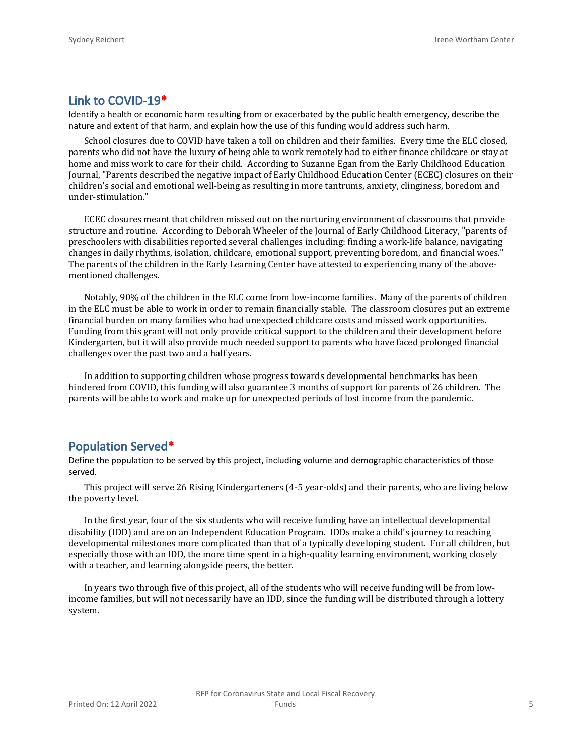## Link to COVID-19*

Identify a health or economic harm resulting from or exacerbated by the public health emergency, describe the nature and extent of that harm, and explain how the use of this funding would address such harm.

School closures due to COVID have taken a toll on children and their families. Every time the ELC closed, parents who did not have the luxury of being able to work remotely had to either finance childcare or stay at home and miss work to care for their child. According to Suzanne Egan from the Early Childhood Education Journal, "Parents described the negative impact of Early Childhood Education Center (ECEC) closures on their children's social and emotional well-being as resulting in more tantrums, anxiety, clinginess, boredom and under-stimulation."

ECEC closures meant that children missed out on the nurturing environment of classrooms that provide structure and routine. According to Deborah Wheeler of the Journal of Early Childhood Literacy, "parents of preschoolers with disabilities reported several challenges including: finding a work-life balance, navigating changes in daily rhythms, isolation, childcare, emotional support, preventing boredom, and financial woes." The parents of the children in the Early Learning Center have attested to experiencing many of the above-mentioned challenges.

Notably, 90% of the children in the ELC come from low-income families. Many of the parents of children in the ELC must be able to work in order to remain financially stable. The classroom closures put an extreme financial burden on many families who had unexpected childcare costs and missed work opportunities. Funding from this grant will not only provide critical support to the children and their development before Kindergarten, but it will also provide much needed support to parents who have faced prolonged financial challenges over the past two and a half years.

In addition to supporting children whose progress towards developmental benchmarks has been hindered from COVID, this funding will also guarantee 3 months of support for parents of 26 children. The parents will be able to work and make up for unexpected periods of lost income from the pandemic.

## Population Served*

Define the population to be served by this project, including volume and demographic characteristics of those served.

This project will serve 26 Rising Kindergarteners (4-5 year-olds) and their parents, who are living below the poverty level.

In the first year, four of the six students who will receive funding have an intellectual developmental disability (IDD) and are on an Independent Education Program. IDDs make a child's journey to reaching developmental milestones more complicated than that of a typically developing student. For all children, but especially those with an IDD, the more time spent in a high-quality learning environment, working closely with a teacher, and learning alongside peers, the better.

In years two through five of this project, all of the students who will receive funding will be from low-income families, but will not necessarily have an IDD, since the funding will be distributed through a lottery system.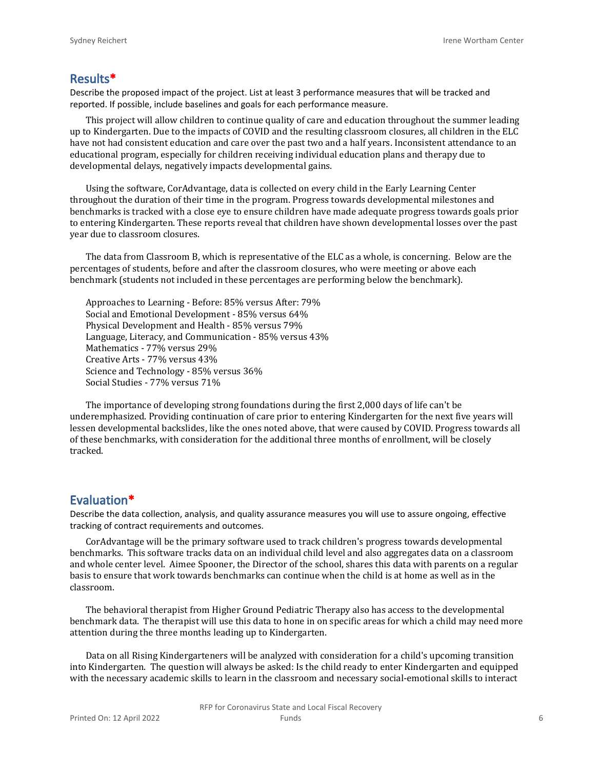## Results*

Describe the proposed impact of the project. List at least 3 performance measures that will be tracked and reported. If possible, include baselines and goals for each performance measure.

This project will allow children to continue quality of care and education throughout the summer leading up to Kindergarten. Due to the impacts of COVID and the resulting classroom closures, all children in the ELC have not had consistent education and care over the past two and a half years. Inconsistent attendance to an educational program, especially for children receiving individual education plans and therapy due to developmental delays, negatively impacts developmental gains.

Using the software, CorAdvantage, data is collected on every child in the Early Learning Center throughout the duration of their time in the program. Progress towards developmental milestones and benchmarks is tracked with a close eye to ensure children have made adequate progress towards goals prior to entering Kindergarten. These reports reveal that children have shown developmental losses over the past year due to classroom closures.

The data from Classroom B, which is representative of the ELC as a whole, is concerning. Below are the percentages of students, before and after the classroom closures, who were meeting or above each benchmark (students not included in these percentages are performing below the benchmark).

Approaches to Learning - Before: 85% versus After: 79%
Social and Emotional Development - 85% versus 64%
Physical Development and Health - 85% versus 79%
Language, Literacy, and Communication - 85% versus 43%
Mathematics - 77% versus 29%
Creative Arts - 77% versus 43%
Science and Technology - 85% versus 36%
Social Studies - 77% versus 71%

The importance of developing strong foundations during the first 2,000 days of life can't be underemphasized. Providing continuation of care prior to entering Kindergarten for the next five years will lessen developmental backslides, like the ones noted above, that were caused by COVID. Progress towards all of these benchmarks, with consideration for the additional three months of enrollment, will be closely tracked.

## Evaluation*

Describe the data collection, analysis, and quality assurance measures you will use to assure ongoing, effective tracking of contract requirements and outcomes.

CorAdvantage will be the primary software used to track children's progress towards developmental benchmarks. This software tracks data on an individual child level and also aggregates data on a classroom and whole center level. Aimee Spooner, the Director of the school, shares this data with parents on a regular basis to ensure that work towards benchmarks can continue when the child is at home as well as in the classroom.

The behavioral therapist from Higher Ground Pediatric Therapy also has access to the developmental benchmark data. The therapist will use this data to hone in on specific areas for which a child may need more attention during the three months leading up to Kindergarten.

Data on all Rising Kindergarteners will be analyzed with consideration for a child's upcoming transition into Kindergarten. The question will always be asked: Is the child ready to enter Kindergarten and equipped with the necessary academic skills to learn in the classroom and necessary social-emotional skills to interact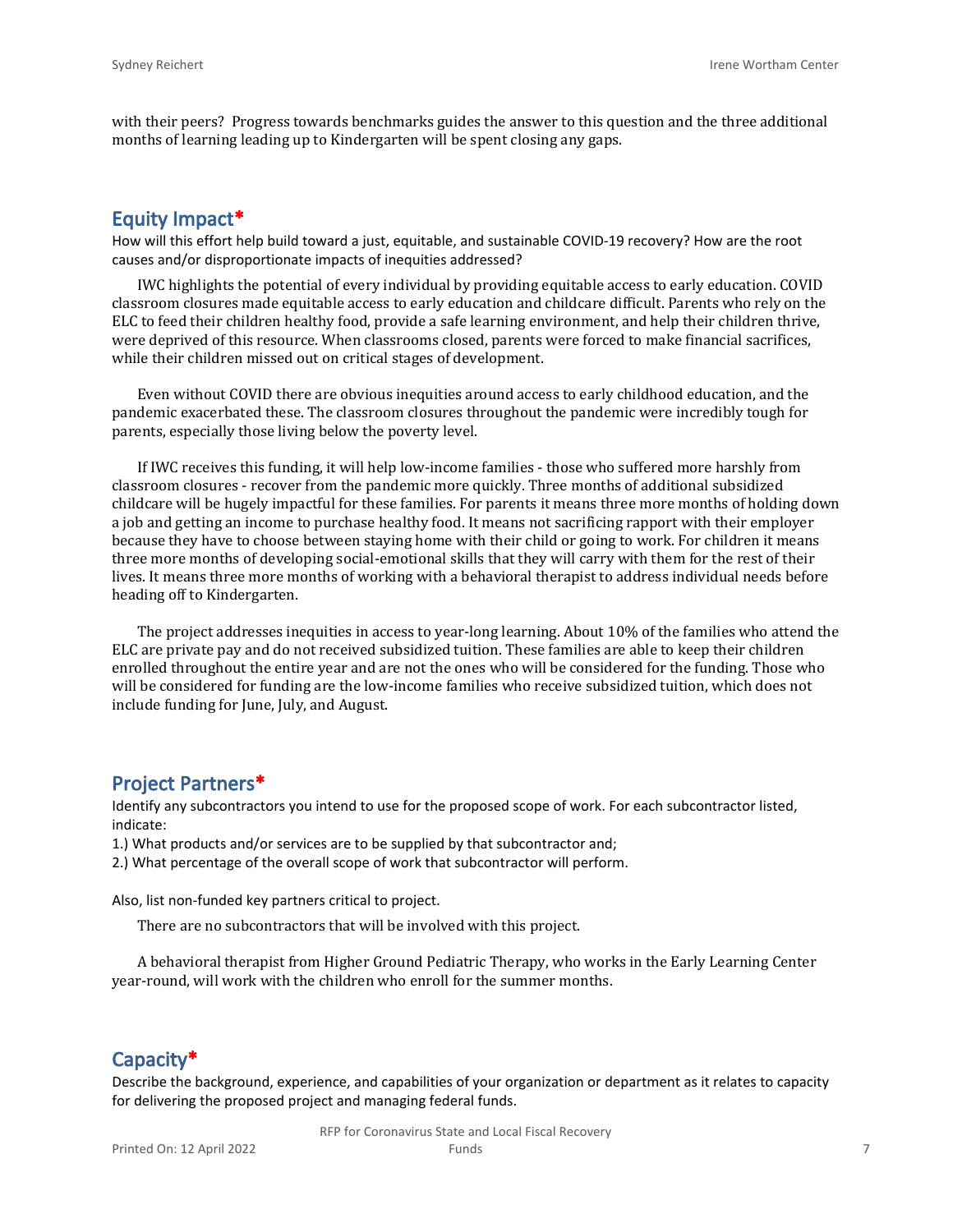with their peers? Progress towards benchmarks guides the answer to this question and the three additional months of learning leading up to Kindergarten will be spent closing any gaps.

## Equity Impact*

How will this effort help build toward a just, equitable, and sustainable COVID-19 recovery? How are the root causes and/or disproportionate impacts of inequities addressed?

IWC highlights the potential of every individual by providing equitable access to early education. COVID classroom closures made equitable access to early education and childcare difficult. Parents who rely on the ELC to feed their children healthy food, provide a safe learning environment, and help their children thrive, were deprived of this resource. When classrooms closed, parents were forced to make financial sacrifices, while their children missed out on critical stages of development.

Even without COVID there are obvious inequities around access to early childhood education, and the pandemic exacerbated these. The classroom closures throughout the pandemic were incredibly tough for parents, especially those living below the poverty level.

If IWC receives this funding, it will help low-income families - those who suffered more harshly from classroom closures - recover from the pandemic more quickly. Three months of additional subsidized childcare will be hugely impactful for these families. For parents it means three more months of holding down a job and getting an income to purchase healthy food. It means not sacrificing rapport with their employer because they have to choose between staying home with their child or going to work. For children it means three more months of developing social-emotional skills that they will carry with them for the rest of their lives. It means three more months of working with a behavioral therapist to address individual needs before heading off to Kindergarten.

The project addresses inequities in access to year-long learning. About 10% of the families who attend the ELC are private pay and do not received subsidized tuition. These families are able to keep their children enrolled throughout the entire year and are not the ones who will be considered for the funding. Those who will be considered for funding are the low-income families who receive subsidized tuition, which does not include funding for June, July, and August.

## Project Partners*

Identify any subcontractors you intend to use for the proposed scope of work. For each subcontractor listed, indicate:

1.) What products and/or services are to be supplied by that subcontractor and;

2.) What percentage of the overall scope of work that subcontractor will perform.

Also, list non-funded key partners critical to project.

There are no subcontractors that will be involved with this project.

A behavioral therapist from Higher Ground Pediatric Therapy, who works in the Early Learning Center year-round, will work with the children who enroll for the summer months.

## Capacity*

Describe the background, experience, and capabilities of your organization or department as it relates to capacity for delivering the proposed project and managing federal funds.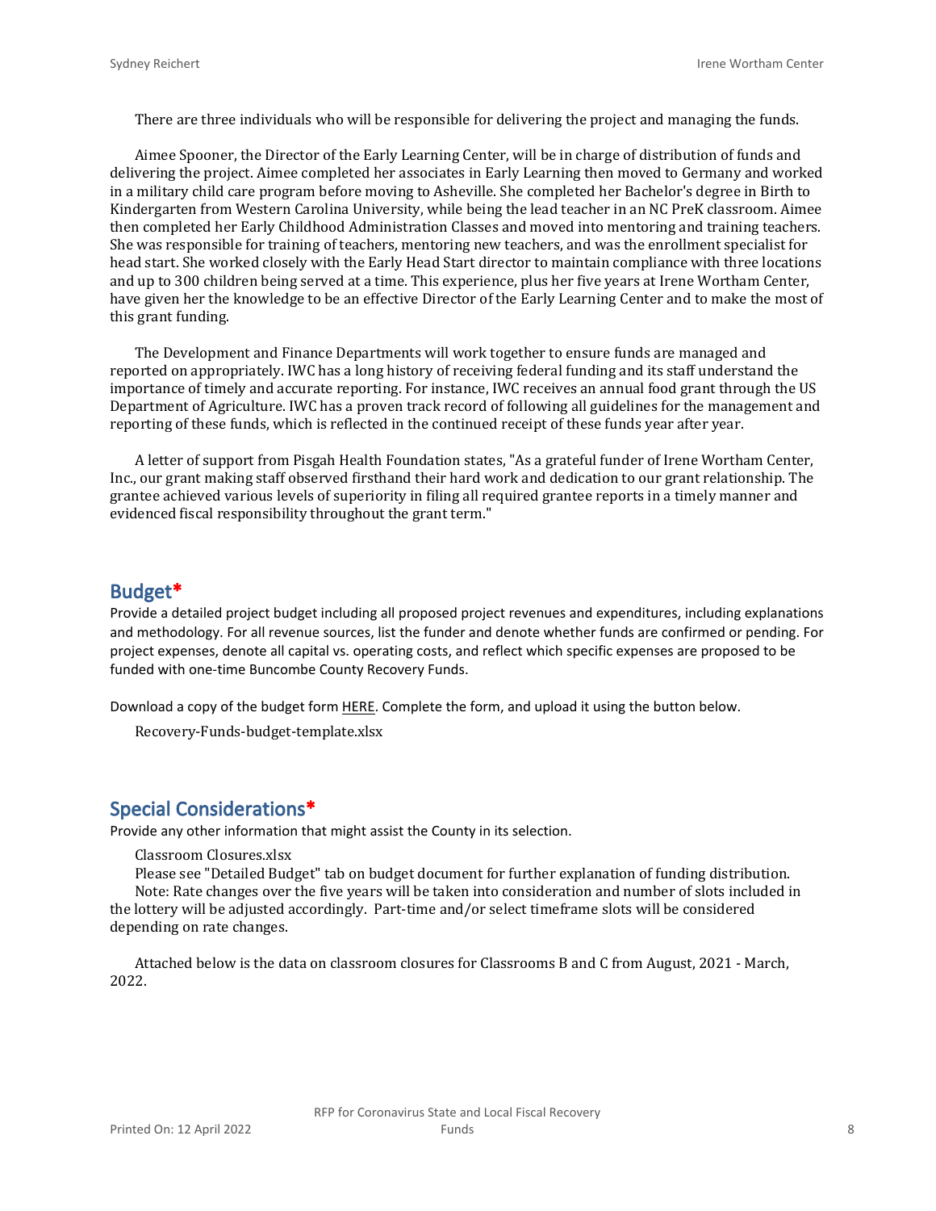There are three individuals who will be responsible for delivering the project and managing the funds.

Aimee Spooner, the Director of the Early Learning Center, will be in charge of distribution of funds and delivering the project. Aimee completed her associates in Early Learning then moved to Germany and worked in a military child care program before moving to Asheville. She completed her Bachelor's degree in Birth to Kindergarten from Western Carolina University, while being the lead teacher in an NC PreK classroom. Aimee then completed her Early Childhood Administration Classes and moved into mentoring and training teachers. She was responsible for training of teachers, mentoring new teachers, and was the enrollment specialist for head start. She worked closely with the Early Head Start director to maintain compliance with three locations and up to 300 children being served at a time. This experience, plus her five years at Irene Wortham Center, have given her the knowledge to be an effective Director of the Early Learning Center and to make the most of this grant funding.

The Development and Finance Departments will work together to ensure funds are managed and reported on appropriately. IWC has a long history of receiving federal funding and its staff understand the importance of timely and accurate reporting. For instance, IWC receives an annual food grant through the US Department of Agriculture. IWC has a proven track record of following all guidelines for the management and reporting of these funds, which is reflected in the continued receipt of these funds year after year.

A letter of support from Pisgah Health Foundation states, "As a grateful funder of Irene Wortham Center, Inc., our grant making staff observed firsthand their hard work and dedication to our grant relationship. The grantee achieved various levels of superiority in filing all required grantee reports in a timely manner and evidenced fiscal responsibility throughout the grant term."

## Budget*

Provide a detailed project budget including all proposed project revenues and expenditures, including explanations and methodology. For all revenue sources, list the funder and denote whether funds are confirmed or pending. For project expenses, denote all capital vs. operating costs, and reflect which specific expenses are proposed to be funded with one-time Buncombe County Recovery Funds.

Download a copy of the budget form HERE. Complete the form, and upload it using the button below.

Recovery-Funds-budget-template.xlsx

## Special Considerations*

Provide any other information that might assist the County in its selection.

Classroom Closures.xlsx

Please see "Detailed Budget" tab on budget document for further explanation of funding distribution.

Note: Rate changes over the five years will be taken into consideration and number of slots included in the lottery will be adjusted accordingly. Part-time and/or select timeframe slots will be considered depending on rate changes.

Attached below is the data on classroom closures for Classrooms B and C from August, 2021 - March, 2022.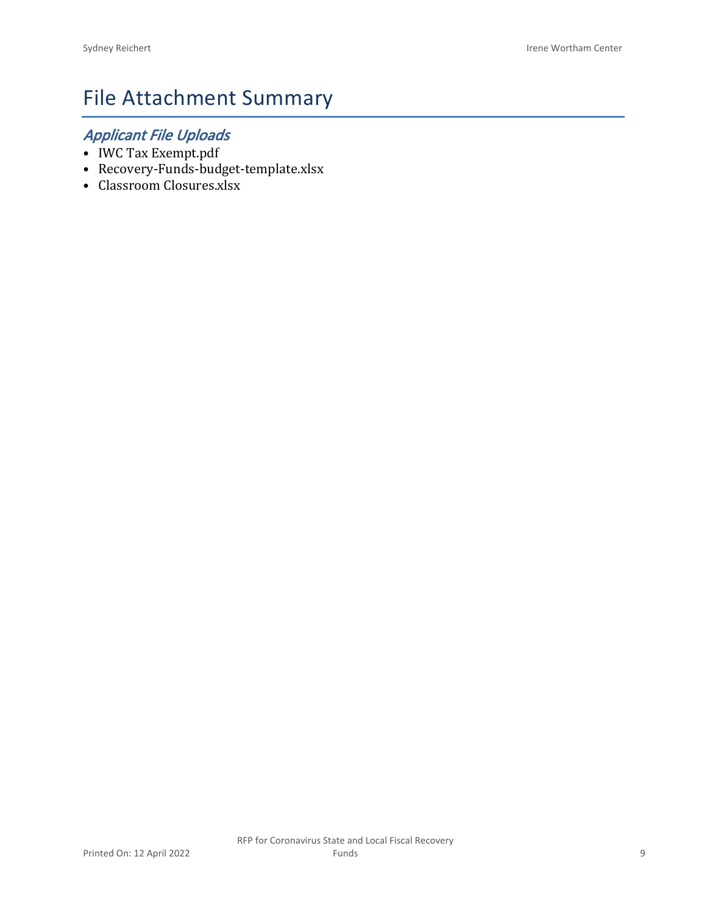# File Attachment Summary

### *Applicant File Uploads*

- IWC Tax Exempt.pdf
- Recovery-Funds-budget-template.xlsx
- Classroom Closures.xlsx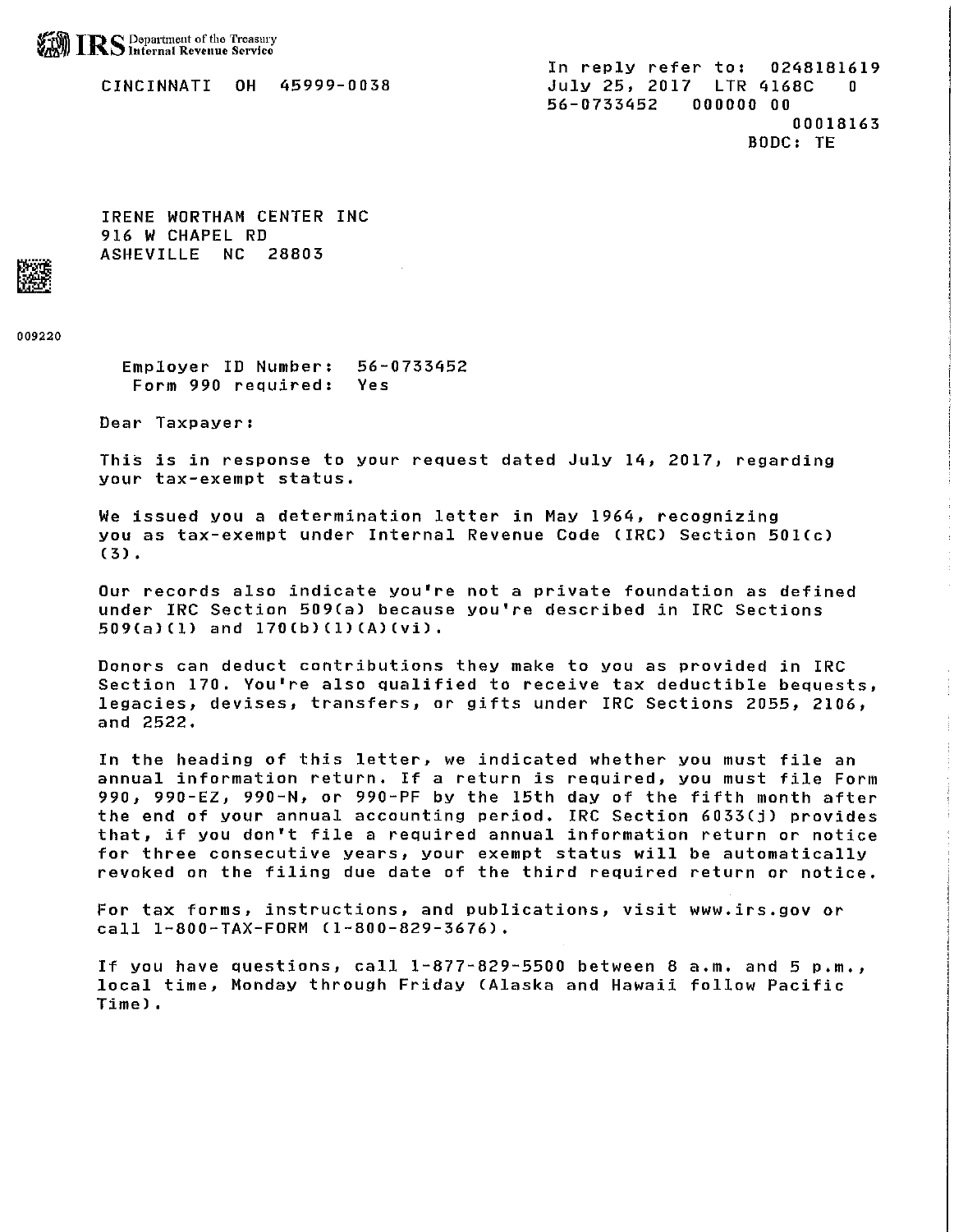IRS Department of the Treasury
Internal Revenue Service

CINCINNATI OH 45999-0038

In reply refer to: 0248181619
July 25, 2017 LTR 4168C 0
56-0733452 000000 00
00018163
BODC: TE

IRENE WORTHAM CENTER INC
916 W CHAPEL RD
ASHEVILLE NC 28803

009220

Employer ID Number: 56-0733452
Form 990 required: Yes

Dear Taxpayer:

This is in response to your request dated July 14, 2017, regarding your tax-exempt status.

We issued you a determination letter in May 1964, recognizing you as tax-exempt under Internal Revenue Code (IRC) Section 501(c)(3).

Our records also indicate you're not a private foundation as defined under IRC Section 509(a) because you're described in IRC Sections 509(a)(1) and 170(b)(1)(A)(vi).

Donors can deduct contributions they make to you as provided in IRC Section 170. You're also qualified to receive tax deductible bequests, legacies, devises, transfers, or gifts under IRC Sections 2055, 2106, and 2522.

In the heading of this letter, we indicated whether you must file an annual information return. If a return is required, you must file Form 990, 990-EZ, 990-N, or 990-PF by the 15th day of the fifth month after the end of your annual accounting period. IRC Section 6033(j) provides that, if you don't file a required annual information return or notice for three consecutive years, your exempt status will be automatically revoked on the filing due date of the third required return or notice.

For tax forms, instructions, and publications, visit www.irs.gov or call 1-800-TAX-FORM (1-800-829-3676).

If you have questions, call 1-877-829-5500 between 8 a.m. and 5 p.m., local time, Monday through Friday (Alaska and Hawaii follow Pacific Time).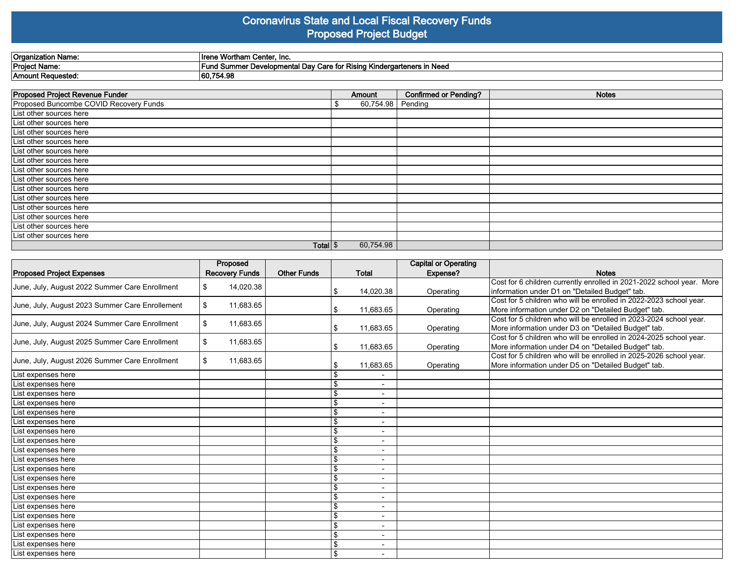# Coronavirus State and Local Fiscal Recovery Funds
## Proposed Project Budget

| | |
|---|---|
| **Organization Name:** | **Irene Wortham Center, Inc.** |
| **Project Name:** | **Fund Summer Developmental Day Care for Rising Kindergarteners in Need** |
| **Amount Requested:** | **60,754.98** |

| Proposed Project Revenue Funder | Amount | Confirmed or Pending? | Notes |
|---|---|---|---|
| Proposed Buncombe COVID Recovery Funds | $ 60,754.98 | Pending | |
| List other sources here | | | |
| List other sources here | | | |
| List other sources here | | | |
| List other sources here | | | |
| List other sources here | | | |
| List other sources here | | | |
| List other sources here | | | |
| List other sources here | | | |
| List other sources here | | | |
| List other sources here | | | |
| List other sources here | | | |
| List other sources here | | | |
| List other sources here | | | |
| List other sources here | | | |
| Total | $ 60,754.98 | | |

| Proposed Project Expenses | Proposed Recovery Funds | Other Funds | Total | Capital or Operating Expense? | Notes |
|---|---|---|---|---|---|
| June, July, August 2022 Summer Care Enrollment | $ 14,020.38 | | $ 14,020.38 | Operating | Cost for 6 children currently enrolled in 2021-2022 school year. More information under D1 on "Detailed Budget" tab. |
| June, July, August 2023 Summer Care Enrollement | $ 11,683.65 | | $ 11,683.65 | Operating | Cost for 5 children who will be enrolled in 2022-2023 school year. More information under D2 on "Detailed Budget" tab. |
| June, July, August 2024 Summer Care Enrollment | $ 11,683.65 | | $ 11,683.65 | Operating | Cost for 5 children who will be enrolled in 2023-2024 school year. More information under D3 on "Detailed Budget" tab. |
| June, July, August 2025 Summer Care Enrollment | $ 11,683.65 | | $ 11,683.65 | Operating | Cost for 5 children who will be enrolled in 2024-2025 school year. More information under D4 on "Detailed Budget" tab. |
| June, July, August 2026 Summer Care Enrollment | $ 11,683.65 | | $ 11,683.65 | Operating | Cost for 5 children who will be enrolled in 2025-2026 school year. More information under D5 on "Detailed Budget" tab. |
| List expenses here | | | $ - | | |
| List expenses here | | | $ - | | |
| List expenses here | | | $ - | | |
| List expenses here | | | $ - | | |
| List expenses here | | | $ - | | |
| List expenses here | | | $ - | | |
| List expenses here | | | $ - | | |
| List expenses here | | | $ - | | |
| List expenses here | | | $ - | | |
| List expenses here | | | $ - | | |
| List expenses here | | | $ - | | |
| List expenses here | | | $ - | | |
| List expenses here | | | $ - | | |
| List expenses here | | | $ - | | |
| List expenses here | | | $ - | | |
| List expenses here | | | $ - | | |
| List expenses here | | | $ - | | |
| List expenses here | | | $ - | | |
| List expenses here | | | $ - | | |
| List expenses here | | | $ - | | |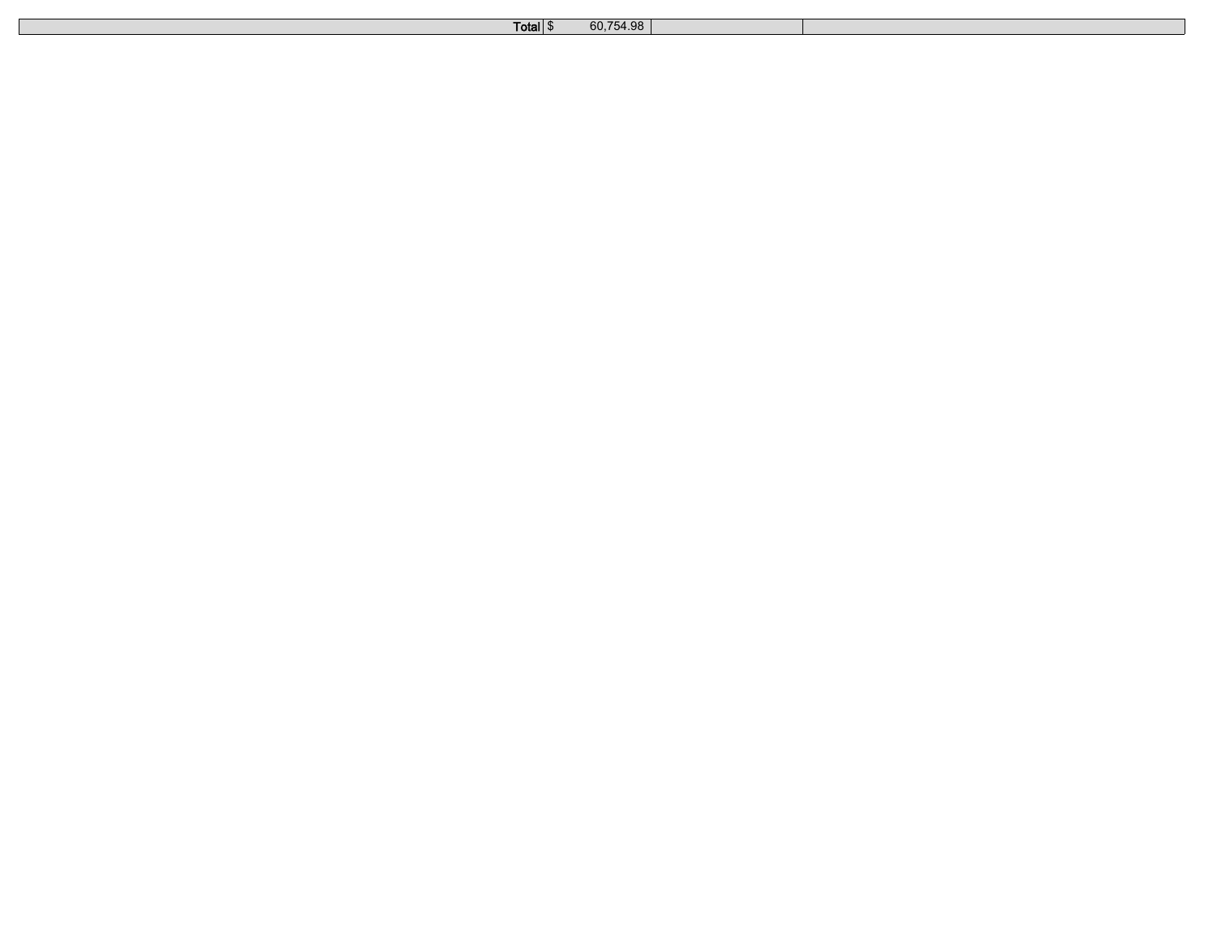| | | | |
|---|---|---|---|
| **Total** | $ 60,754.98 | | |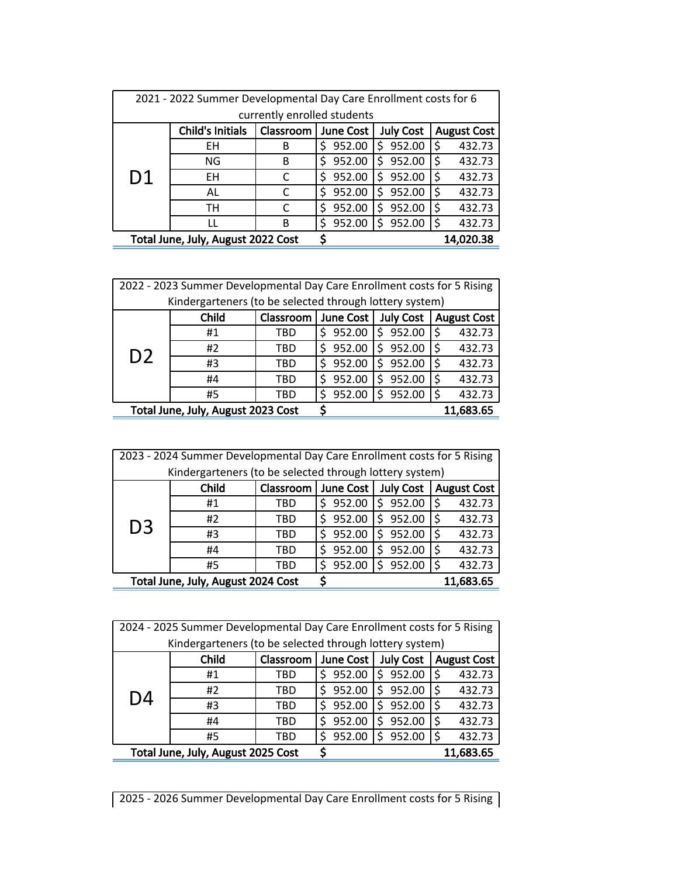| 2021 - 2022 Summer Developmental Day Care Enrollment costs for 6 currently enrolled students | | | | | |
|---|---|---|---|---|---|
| | Child's Initials | Classroom | June Cost | July Cost | August Cost |
| D1 | EH | B | $ 952.00 | $ 952.00 | $ 432.73 |
| | NG | B | $ 952.00 | $ 952.00 | $ 432.73 |
| | EH | C | $ 952.00 | $ 952.00 | $ 432.73 |
| | AL | C | $ 952.00 | $ 952.00 | $ 432.73 |
| | TH | C | $ 952.00 | $ 952.00 | $ 432.73 |
| | LL | B | $ 952.00 | $ 952.00 | $ 432.73 |
| **Total June, July, August 2022 Cost** | | | **$** | | **14,020.38** |

| 2022 - 2023 Summer Developmental Day Care Enrollment costs for 5 Rising Kindergarteners (to be selected through lottery system) | | | | | |
|---|---|---|---|---|---|
| | Child | Classroom | June Cost | July Cost | August Cost |
| D2 | #1 | TBD | $ 952.00 | $ 952.00 | $ 432.73 |
| | #2 | TBD | $ 952.00 | $ 952.00 | $ 432.73 |
| | #3 | TBD | $ 952.00 | $ 952.00 | $ 432.73 |
| | #4 | TBD | $ 952.00 | $ 952.00 | $ 432.73 |
| | #5 | TBD | $ 952.00 | $ 952.00 | $ 432.73 |
| **Total June, July, August 2023 Cost** | | | **$** | | **11,683.65** |

| 2023 - 2024 Summer Developmental Day Care Enrollment costs for 5 Rising Kindergarteners (to be selected through lottery system) | | | | | |
|---|---|---|---|---|---|
| | Child | Classroom | June Cost | July Cost | August Cost |
| D3 | #1 | TBD | $ 952.00 | $ 952.00 | $ 432.73 |
| | #2 | TBD | $ 952.00 | $ 952.00 | $ 432.73 |
| | #3 | TBD | $ 952.00 | $ 952.00 | $ 432.73 |
| | #4 | TBD | $ 952.00 | $ 952.00 | $ 432.73 |
| | #5 | TBD | $ 952.00 | $ 952.00 | $ 432.73 |
| **Total June, July, August 2024 Cost** | | | **$** | | **11,683.65** |

| 2024 - 2025 Summer Developmental Day Care Enrollment costs for 5 Rising Kindergarteners (to be selected through lottery system) | | | | | |
|---|---|---|---|---|---|
| | Child | Classroom | June Cost | July Cost | August Cost |
| D4 | #1 | TBD | $ 952.00 | $ 952.00 | $ 432.73 |
| | #2 | TBD | $ 952.00 | $ 952.00 | $ 432.73 |
| | #3 | TBD | $ 952.00 | $ 952.00 | $ 432.73 |
| | #4 | TBD | $ 952.00 | $ 952.00 | $ 432.73 |
| | #5 | TBD | $ 952.00 | $ 952.00 | $ 432.73 |
| **Total June, July, August 2025 Cost** | | | **$** | | **11,683.65** |

2025 - 2026 Summer Developmental Day Care Enrollment costs for 5 Rising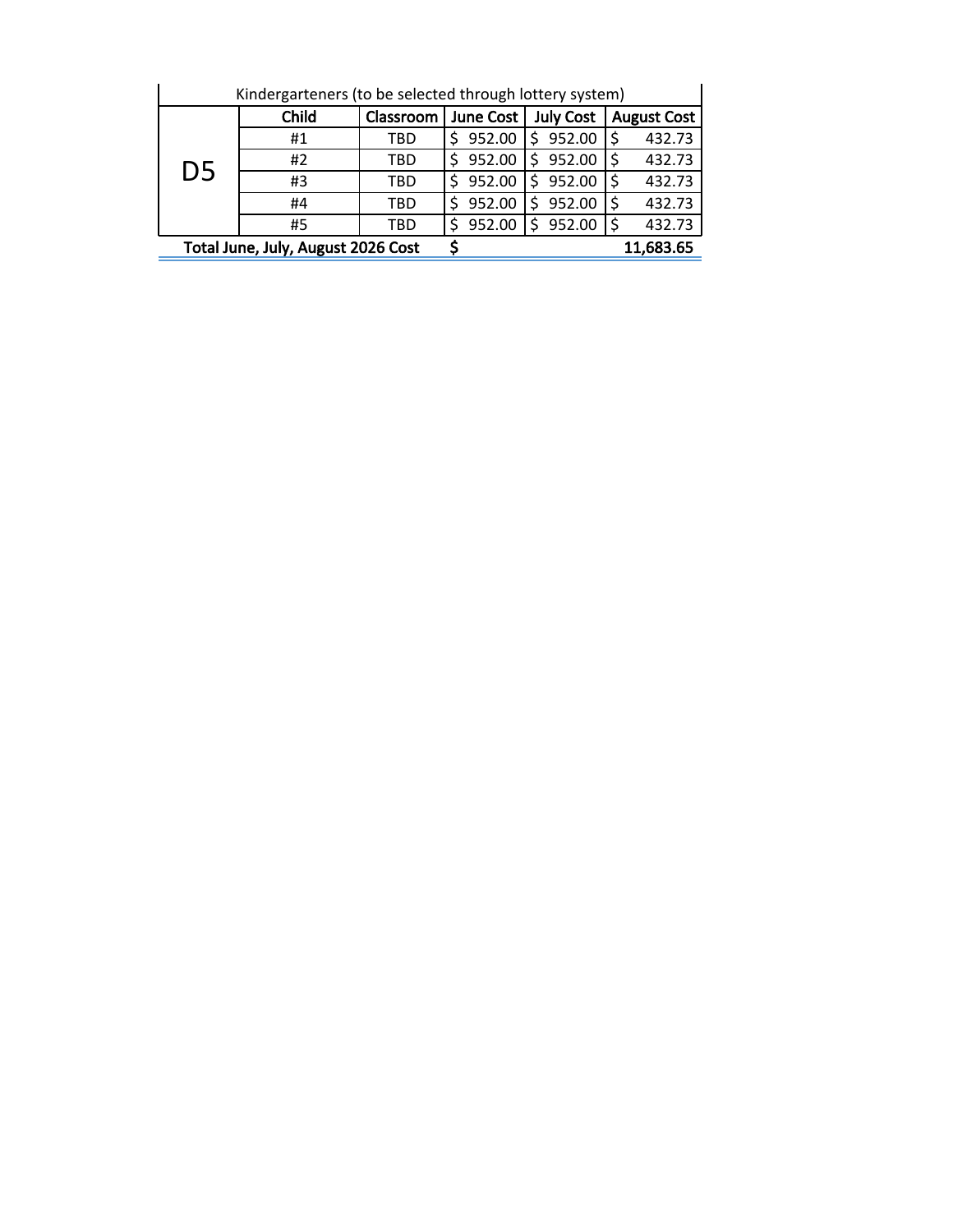| Kindergarteners (to be selected through lottery system) | | | | | |
|---|---|---|---|---|---|
| | Child | Classroom | June Cost | July Cost | August Cost |
| D5 | #1 | TBD | $ 952.00 | $ 952.00 | $ 432.73 |
| | #2 | TBD | $ 952.00 | $ 952.00 | $ 432.73 |
| | #3 | TBD | $ 952.00 | $ 952.00 | $ 432.73 |
| | #4 | TBD | $ 952.00 | $ 952.00 | $ 432.73 |
| | #5 | TBD | $ 952.00 | $ 952.00 | $ 432.73 |
| **Total June, July, August 2026 Cost** | | | **$** | | **11,683.65** |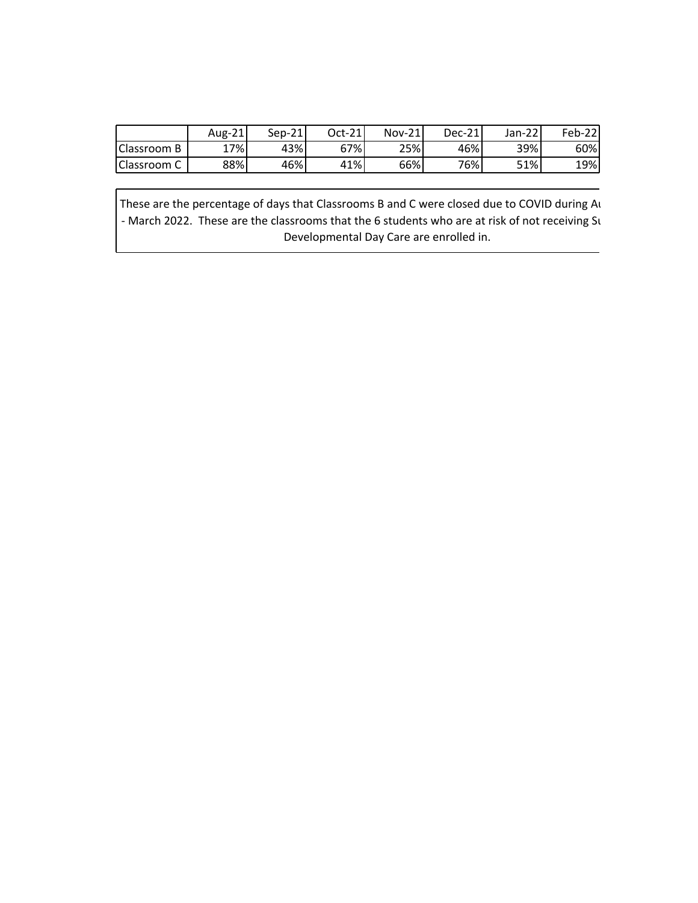| | Aug-21 | Sep-21 | Oct-21 | Nov-21 | Dec-21 | Jan-22 | Feb-22 |
|---|---|---|---|---|---|---|---|
| Classroom B | 17% | 43% | 67% | 25% | 46% | 39% | 60% |
| Classroom C | 88% | 46% | 41% | 66% | 76% | 51% | 19% |

These are the percentage of days that Classrooms B and C were closed due to COVID during Au - March 2022. These are the classrooms that the 6 students who are at risk of not receiving Su Developmental Day Care are enrolled in.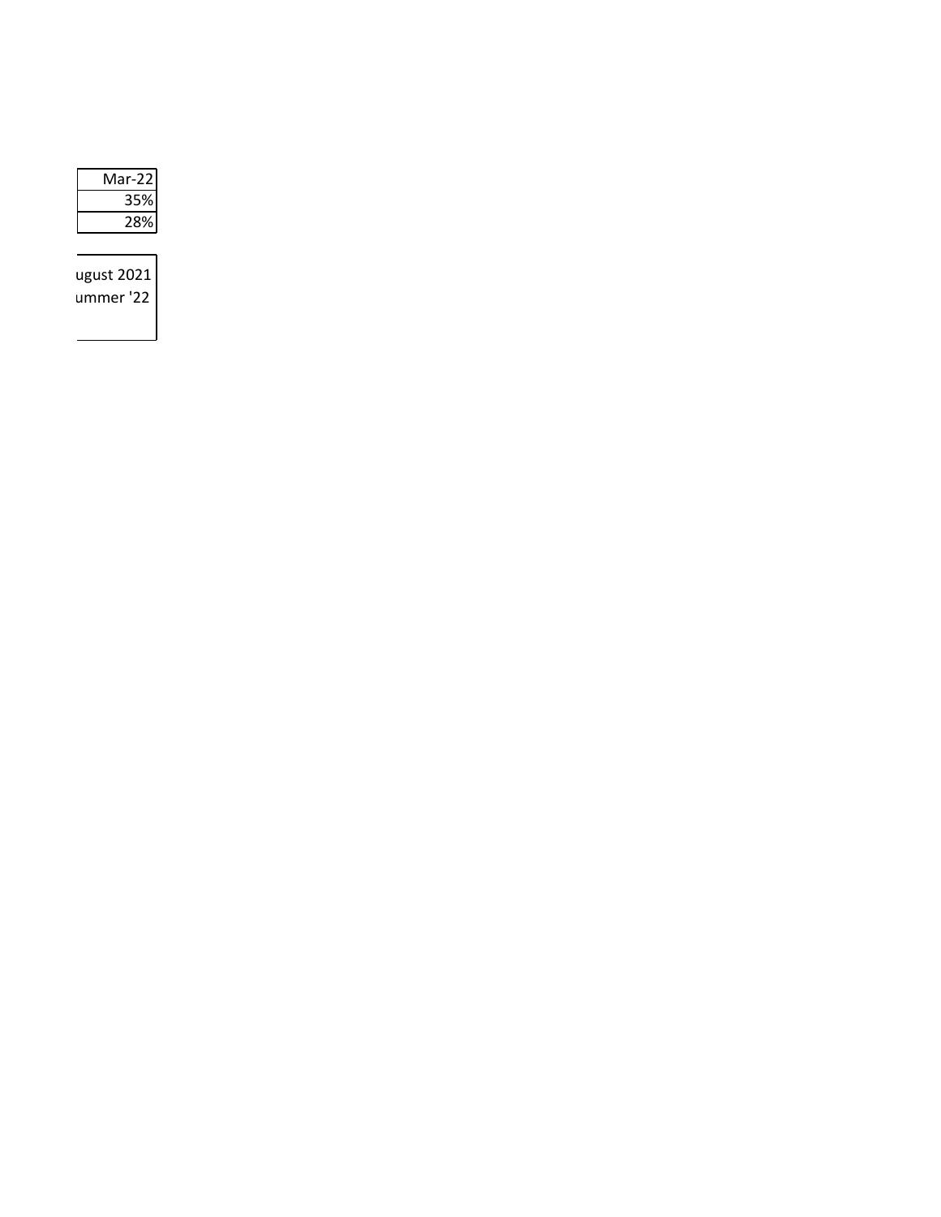| |
|---|
| Mar-22 |
| 35% |
| 28% |

ugust 2021
ummer '22